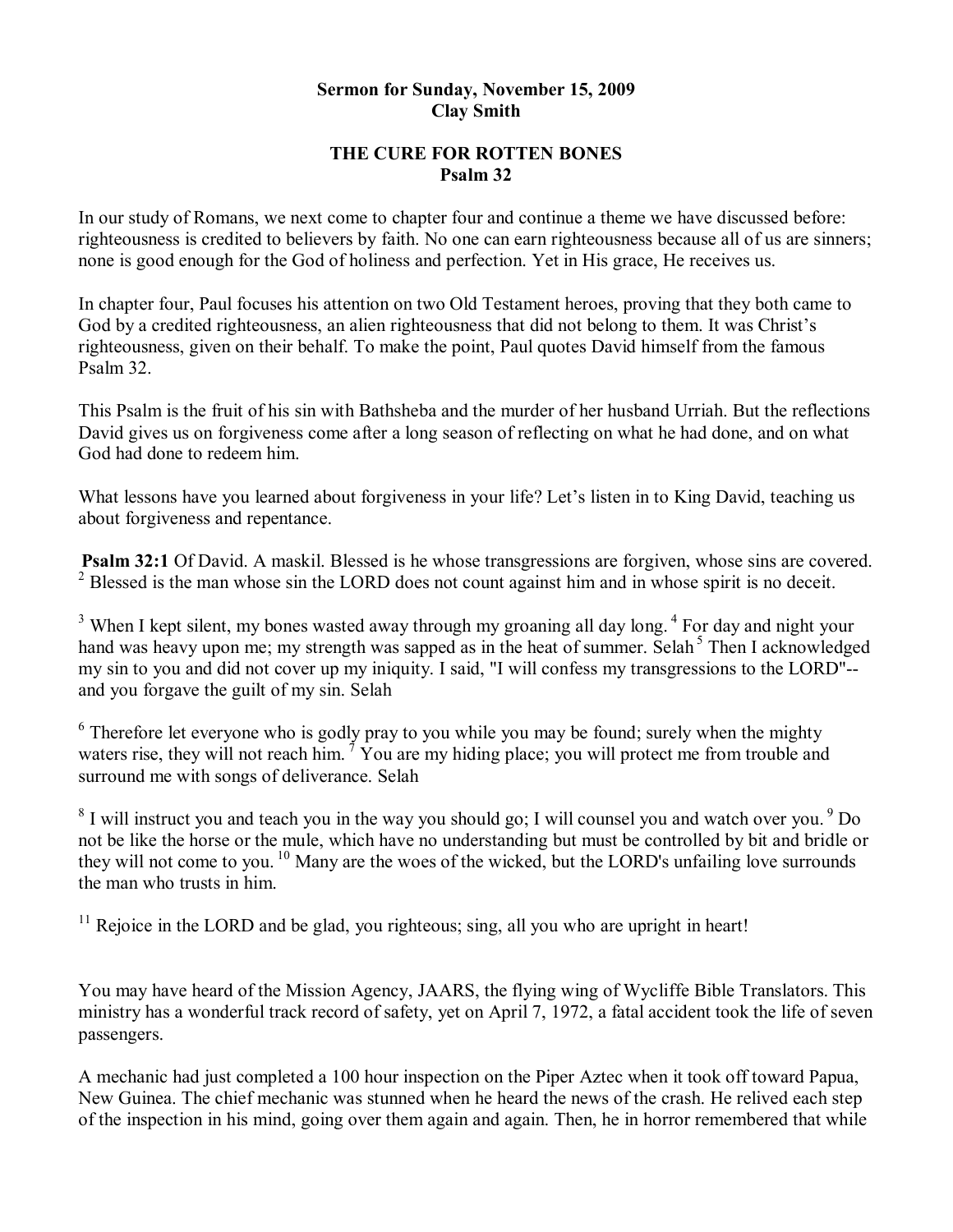**Sermon for Sunday, November 15, 2009**
**Clay Smith**

# THE CURE FOR ROTTEN BONES
## Psalm 32

In our study of Romans, we next come to chapter four and continue a theme we have discussed before: righteousness is credited to believers by faith. No one can earn righteousness because all of us are sinners; none is good enough for the God of holiness and perfection. Yet in His grace, He receives us.

In chapter four, Paul focuses his attention on two Old Testament heroes, proving that they both came to God by a credited righteousness, an alien righteousness that did not belong to them. It was Christ's righteousness, given on their behalf. To make the point, Paul quotes David himself from the famous Psalm 32.

This Psalm is the fruit of his sin with Bathsheba and the murder of her husband Urriah. But the reflections David gives us on forgiveness come after a long season of reflecting on what he had done, and on what God had done to redeem him.

What lessons have you learned about forgiveness in your life? Let's listen in to King David, teaching us about forgiveness and repentance.

**Psalm 32:1** Of David. A maskil. Blessed is he whose transgressions are forgiven, whose sins are covered. [2] Blessed is the man whose sin the LORD does not count against him and in whose spirit is no deceit.

[3] When I kept silent, my bones wasted away through my groaning all day long. [4] For day and night your hand was heavy upon me; my strength was sapped as in the heat of summer. Selah [5] Then I acknowledged my sin to you and did not cover up my iniquity. I said, "I will confess my transgressions to the LORD"-- and you forgave the guilt of my sin. Selah

[6] Therefore let everyone who is godly pray to you while you may be found; surely when the mighty waters rise, they will not reach him. [7] You are my hiding place; you will protect me from trouble and surround me with songs of deliverance. Selah

[8] I will instruct you and teach you in the way you should go; I will counsel you and watch over you. [9] Do not be like the horse or the mule, which have no understanding but must be controlled by bit and bridle or they will not come to you. [10] Many are the woes of the wicked, but the LORD's unfailing love surrounds the man who trusts in him.

[11] Rejoice in the LORD and be glad, you righteous; sing, all you who are upright in heart!

You may have heard of the Mission Agency, JAARS, the flying wing of Wycliffe Bible Translators. This ministry has a wonderful track record of safety, yet on April 7, 1972, a fatal accident took the life of seven passengers.

A mechanic had just completed a 100 hour inspection on the Piper Aztec when it took off toward Papua, New Guinea. The chief mechanic was stunned when he heard the news of the crash. He relived each step of the inspection in his mind, going over them again and again. Then, he in horror remembered that while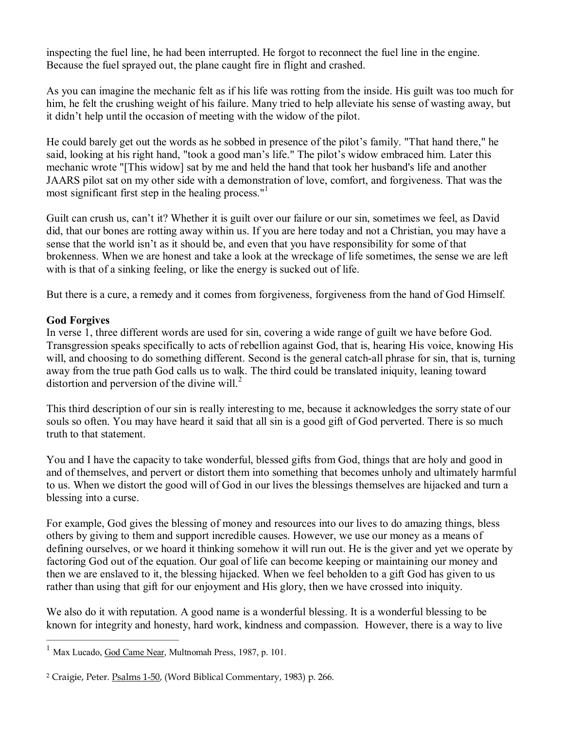inspecting the fuel line, he had been interrupted. He forgot to reconnect the fuel line in the engine. Because the fuel sprayed out, the plane caught fire in flight and crashed.

As you can imagine the mechanic felt as if his life was rotting from the inside. His guilt was too much for him, he felt the crushing weight of his failure. Many tried to help alleviate his sense of wasting away, but it didn't help until the occasion of meeting with the widow of the pilot.

He could barely get out the words as he sobbed in presence of the pilot's family. "That hand there," he said, looking at his right hand, "took a good man's life." The pilot's widow embraced him. Later this mechanic wrote "[This widow] sat by me and held the hand that took her husband's life and another JAARS pilot sat on my other side with a demonstration of love, comfort, and forgiveness. That was the most significant first step in the healing process."[1]

Guilt can crush us, can't it? Whether it is guilt over our failure or our sin, sometimes we feel, as David did, that our bones are rotting away within us. If you are here today and not a Christian, you may have a sense that the world isn't as it should be, and even that you have responsibility for some of that brokenness. When we are honest and take a look at the wreckage of life sometimes, the sense we are left with is that of a sinking feeling, or like the energy is sucked out of life.

But there is a cure, a remedy and it comes from forgiveness, forgiveness from the hand of God Himself.

**God Forgives**

In verse 1, three different words are used for sin, covering a wide range of guilt we have before God. Transgression speaks specifically to acts of rebellion against God, that is, hearing His voice, knowing His will, and choosing to do something different. Second is the general catch-all phrase for sin, that is, turning away from the true path God calls us to walk. The third could be translated iniquity, leaning toward distortion and perversion of the divine will.[2]

This third description of our sin is really interesting to me, because it acknowledges the sorry state of our souls so often. You may have heard it said that all sin is a good gift of God perverted. There is so much truth to that statement.

You and I have the capacity to take wonderful, blessed gifts from God, things that are holy and good in and of themselves, and pervert or distort them into something that becomes unholy and ultimately harmful to us. When we distort the good will of God in our lives the blessings themselves are hijacked and turn a blessing into a curse.

For example, God gives the blessing of money and resources into our lives to do amazing things, bless others by giving to them and support incredible causes. However, we use our money as a means of defining ourselves, or we hoard it thinking somehow it will run out. He is the giver and yet we operate by factoring God out of the equation. Our goal of life can become keeping or maintaining our money and then we are enslaved to it, the blessing hijacked. When we feel beholden to a gift God has given to us rather than using that gift for our enjoyment and His glory, then we have crossed into iniquity.

We also do it with reputation. A good name is a wonderful blessing. It is a wonderful blessing to be known for integrity and honesty, hard work, kindness and compassion. However, there is a way to live

---

[1] Max Lucado, God Came Near, Multnomah Press, 1987, p. 101.

[2] Craigie, Peter. Psalms 1-50, (Word Biblical Commentary, 1983) p. 266.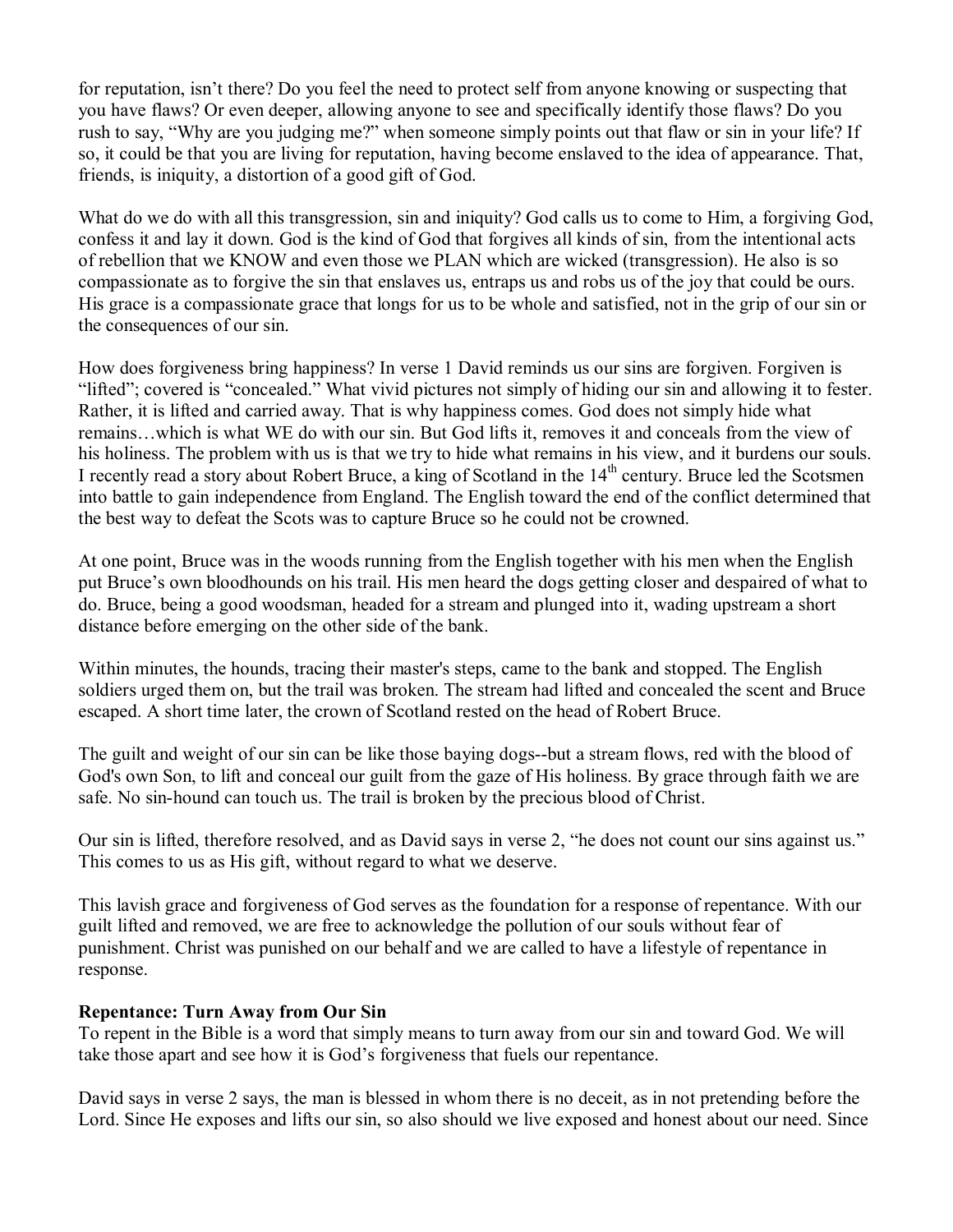for reputation, isn't there? Do you feel the need to protect self from anyone knowing or suspecting that you have flaws? Or even deeper, allowing anyone to see and specifically identify those flaws? Do you rush to say, "Why are you judging me?" when someone simply points out that flaw or sin in your life? If so, it could be that you are living for reputation, having become enslaved to the idea of appearance. That, friends, is iniquity, a distortion of a good gift of God.

What do we do with all this transgression, sin and iniquity? God calls us to come to Him, a forgiving God, confess it and lay it down. God is the kind of God that forgives all kinds of sin, from the intentional acts of rebellion that we KNOW and even those we PLAN which are wicked (transgression). He also is so compassionate as to forgive the sin that enslaves us, entraps us and robs us of the joy that could be ours. His grace is a compassionate grace that longs for us to be whole and satisfied, not in the grip of our sin or the consequences of our sin.

How does forgiveness bring happiness? In verse 1 David reminds us our sins are forgiven. Forgiven is "lifted"; covered is "concealed." What vivid pictures not simply of hiding our sin and allowing it to fester. Rather, it is lifted and carried away. That is why happiness comes. God does not simply hide what remains…which is what WE do with our sin. But God lifts it, removes it and conceals from the view of his holiness. The problem with us is that we try to hide what remains in his view, and it burdens our souls. I recently read a story about Robert Bruce, a king of Scotland in the 14th century. Bruce led the Scotsmen into battle to gain independence from England. The English toward the end of the conflict determined that the best way to defeat the Scots was to capture Bruce so he could not be crowned.

At one point, Bruce was in the woods running from the English together with his men when the English put Bruce's own bloodhounds on his trail. His men heard the dogs getting closer and despaired of what to do. Bruce, being a good woodsman, headed for a stream and plunged into it, wading upstream a short distance before emerging on the other side of the bank.

Within minutes, the hounds, tracing their master's steps, came to the bank and stopped. The English soldiers urged them on, but the trail was broken. The stream had lifted and concealed the scent and Bruce escaped. A short time later, the crown of Scotland rested on the head of Robert Bruce.

The guilt and weight of our sin can be like those baying dogs--but a stream flows, red with the blood of God's own Son, to lift and conceal our guilt from the gaze of His holiness. By grace through faith we are safe. No sin-hound can touch us. The trail is broken by the precious blood of Christ.

Our sin is lifted, therefore resolved, and as David says in verse 2, "he does not count our sins against us." This comes to us as His gift, without regard to what we deserve.

This lavish grace and forgiveness of God serves as the foundation for a response of repentance. With our guilt lifted and removed, we are free to acknowledge the pollution of our souls without fear of punishment. Christ was punished on our behalf and we are called to have a lifestyle of repentance in response.

**Repentance: Turn Away from Our Sin**

To repent in the Bible is a word that simply means to turn away from our sin and toward God. We will take those apart and see how it is God's forgiveness that fuels our repentance.

David says in verse 2 says, the man is blessed in whom there is no deceit, as in not pretending before the Lord. Since He exposes and lifts our sin, so also should we live exposed and honest about our need. Since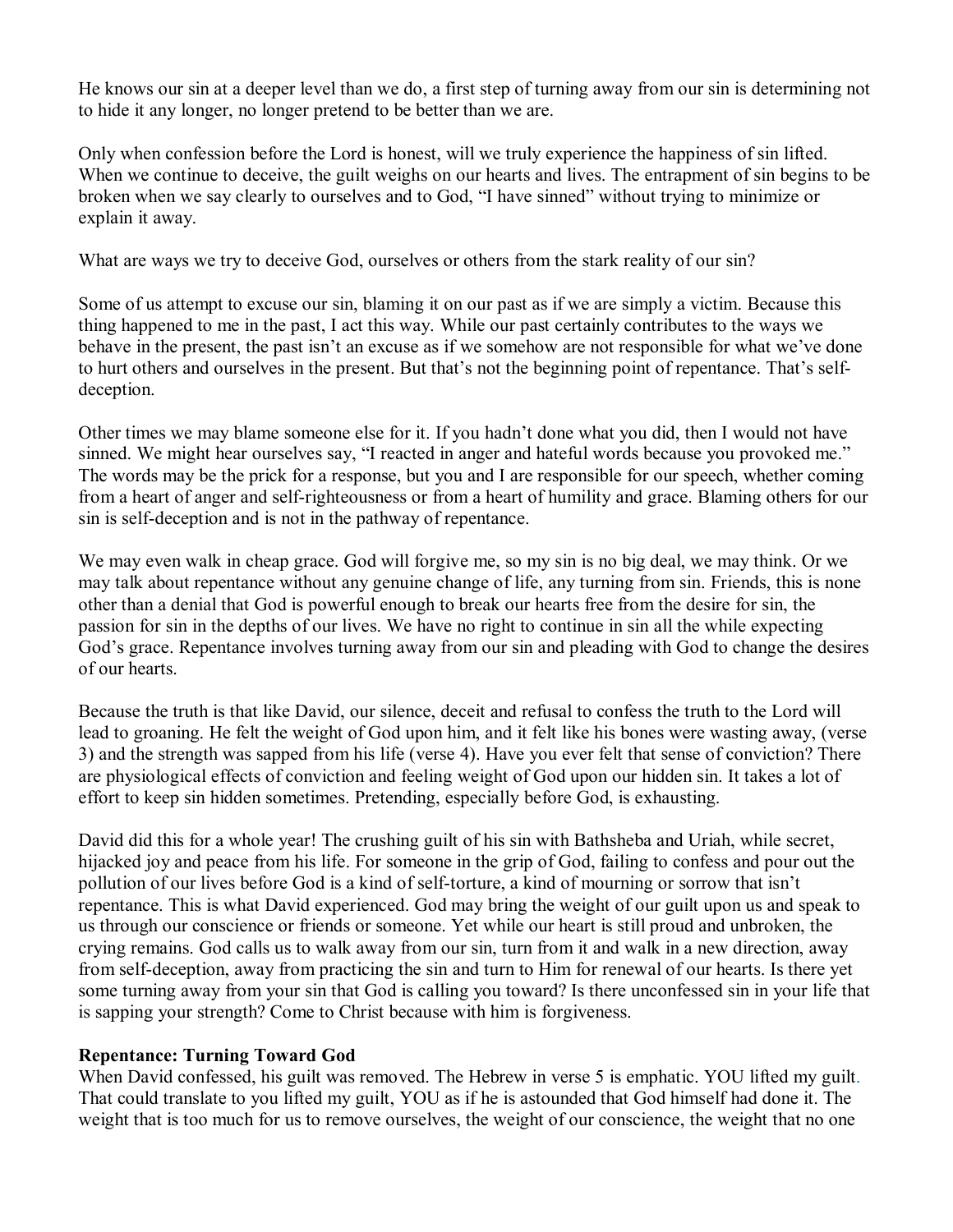He knows our sin at a deeper level than we do, a first step of turning away from our sin is determining not to hide it any longer, no longer pretend to be better than we are.

Only when confession before the Lord is honest, will we truly experience the happiness of sin lifted. When we continue to deceive, the guilt weighs on our hearts and lives. The entrapment of sin begins to be broken when we say clearly to ourselves and to God, "I have sinned" without trying to minimize or explain it away.

What are ways we try to deceive God, ourselves or others from the stark reality of our sin?

Some of us attempt to excuse our sin, blaming it on our past as if we are simply a victim. Because this thing happened to me in the past, I act this way. While our past certainly contributes to the ways we behave in the present, the past isn't an excuse as if we somehow are not responsible for what we've done to hurt others and ourselves in the present. But that's not the beginning point of repentance. That's self-deception.

Other times we may blame someone else for it. If you hadn't done what you did, then I would not have sinned. We might hear ourselves say, "I reacted in anger and hateful words because you provoked me." The words may be the prick for a response, but you and I are responsible for our speech, whether coming from a heart of anger and self-righteousness or from a heart of humility and grace. Blaming others for our sin is self-deception and is not in the pathway of repentance.

We may even walk in cheap grace. God will forgive me, so my sin is no big deal, we may think. Or we may talk about repentance without any genuine change of life, any turning from sin. Friends, this is none other than a denial that God is powerful enough to break our hearts free from the desire for sin, the passion for sin in the depths of our lives. We have no right to continue in sin all the while expecting God's grace. Repentance involves turning away from our sin and pleading with God to change the desires of our hearts.

Because the truth is that like David, our silence, deceit and refusal to confess the truth to the Lord will lead to groaning. He felt the weight of God upon him, and it felt like his bones were wasting away, (verse 3) and the strength was sapped from his life (verse 4). Have you ever felt that sense of conviction? There are physiological effects of conviction and feeling weight of God upon our hidden sin. It takes a lot of effort to keep sin hidden sometimes. Pretending, especially before God, is exhausting.

David did this for a whole year! The crushing guilt of his sin with Bathsheba and Uriah, while secret, hijacked joy and peace from his life. For someone in the grip of God, failing to confess and pour out the pollution of our lives before God is a kind of self-torture, a kind of mourning or sorrow that isn't repentance. This is what David experienced. God may bring the weight of our guilt upon us and speak to us through our conscience or friends or someone. Yet while our heart is still proud and unbroken, the crying remains. God calls us to walk away from our sin, turn from it and walk in a new direction, away from self-deception, away from practicing the sin and turn to Him for renewal of our hearts. Is there yet some turning away from your sin that God is calling you toward? Is there unconfessed sin in your life that is sapping your strength? Come to Christ because with him is forgiveness.

**Repentance: Turning Toward God**

When David confessed, his guilt was removed. The Hebrew in verse 5 is emphatic. YOU lifted my guilt. That could translate to you lifted my guilt, YOU as if he is astounded that God himself had done it. The weight that is too much for us to remove ourselves, the weight of our conscience, the weight that no one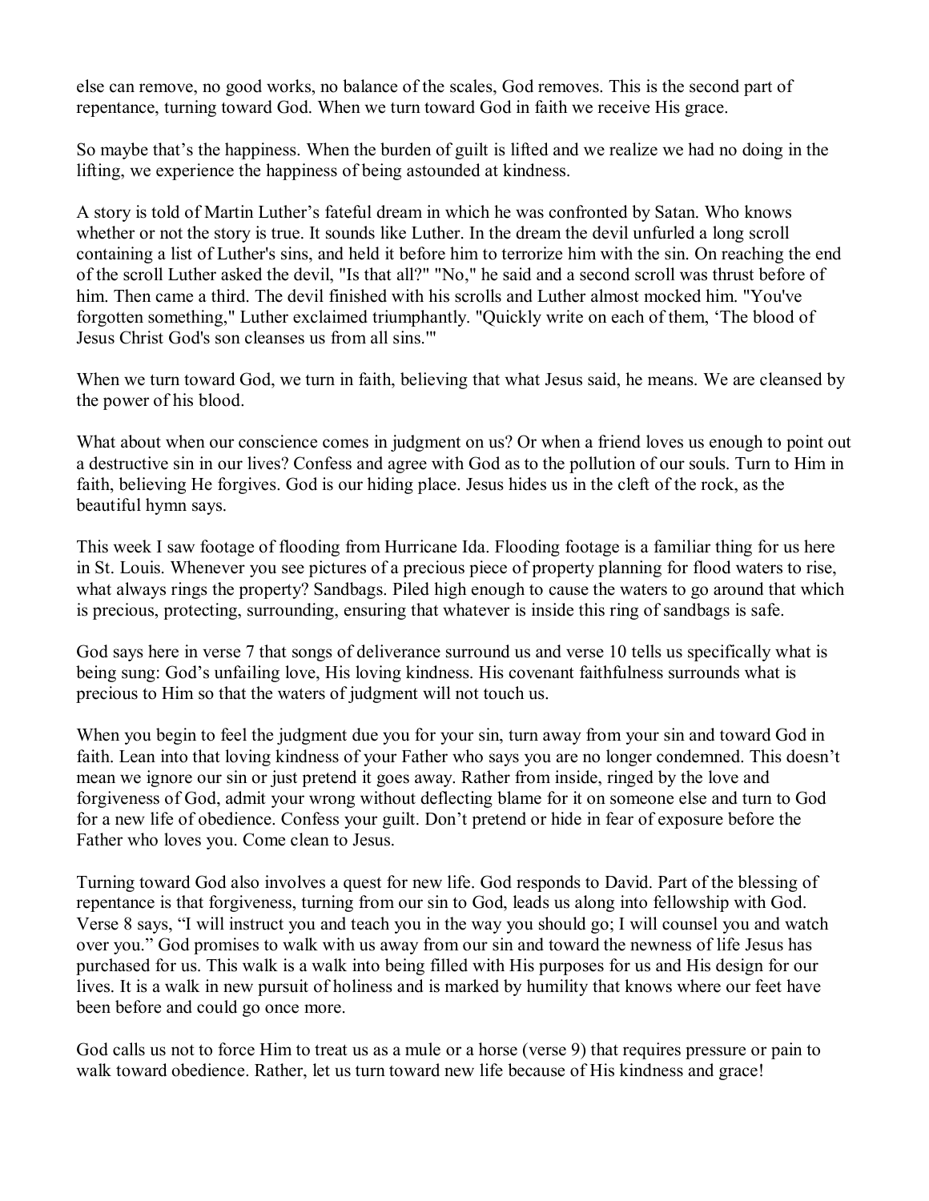else can remove, no good works, no balance of the scales, God removes. This is the second part of repentance, turning toward God. When we turn toward God in faith we receive His grace.

So maybe that's the happiness. When the burden of guilt is lifted and we realize we had no doing in the lifting, we experience the happiness of being astounded at kindness.

A story is told of Martin Luther's fateful dream in which he was confronted by Satan. Who knows whether or not the story is true. It sounds like Luther. In the dream the devil unfurled a long scroll containing a list of Luther's sins, and held it before him to terrorize him with the sin. On reaching the end of the scroll Luther asked the devil, "Is that all?" "No," he said and a second scroll was thrust before of him. Then came a third. The devil finished with his scrolls and Luther almost mocked him. "You've forgotten something," Luther exclaimed triumphantly. "Quickly write on each of them, 'The blood of Jesus Christ God's son cleanses us from all sins.'"

When we turn toward God, we turn in faith, believing that what Jesus said, he means. We are cleansed by the power of his blood.

What about when our conscience comes in judgment on us? Or when a friend loves us enough to point out a destructive sin in our lives? Confess and agree with God as to the pollution of our souls. Turn to Him in faith, believing He forgives. God is our hiding place. Jesus hides us in the cleft of the rock, as the beautiful hymn says.

This week I saw footage of flooding from Hurricane Ida. Flooding footage is a familiar thing for us here in St. Louis. Whenever you see pictures of a precious piece of property planning for flood waters to rise, what always rings the property? Sandbags. Piled high enough to cause the waters to go around that which is precious, protecting, surrounding, ensuring that whatever is inside this ring of sandbags is safe.

God says here in verse 7 that songs of deliverance surround us and verse 10 tells us specifically what is being sung: God's unfailing love, His loving kindness. His covenant faithfulness surrounds what is precious to Him so that the waters of judgment will not touch us.

When you begin to feel the judgment due you for your sin, turn away from your sin and toward God in faith. Lean into that loving kindness of your Father who says you are no longer condemned. This doesn't mean we ignore our sin or just pretend it goes away. Rather from inside, ringed by the love and forgiveness of God, admit your wrong without deflecting blame for it on someone else and turn to God for a new life of obedience. Confess your guilt. Don't pretend or hide in fear of exposure before the Father who loves you. Come clean to Jesus.

Turning toward God also involves a quest for new life. God responds to David. Part of the blessing of repentance is that forgiveness, turning from our sin to God, leads us along into fellowship with God. Verse 8 says, "I will instruct you and teach you in the way you should go; I will counsel you and watch over you." God promises to walk with us away from our sin and toward the newness of life Jesus has purchased for us. This walk is a walk into being filled with His purposes for us and His design for our lives. It is a walk in new pursuit of holiness and is marked by humility that knows where our feet have been before and could go once more.

God calls us not to force Him to treat us as a mule or a horse (verse 9) that requires pressure or pain to walk toward obedience. Rather, let us turn toward new life because of His kindness and grace!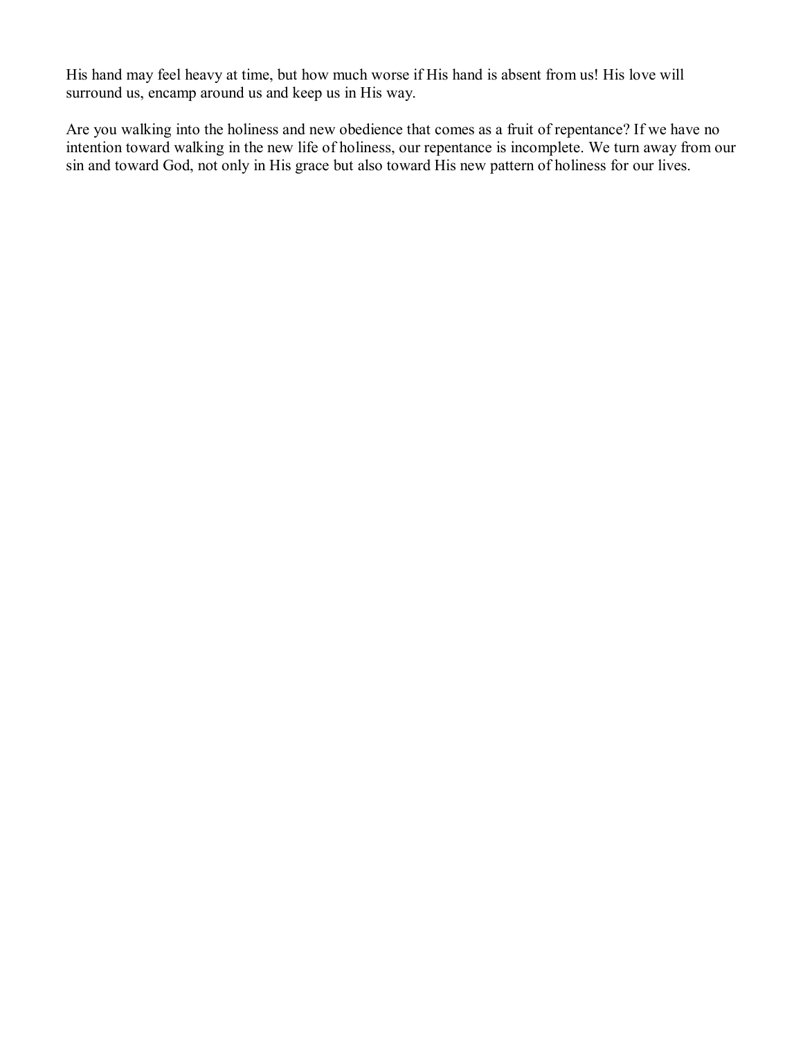His hand may feel heavy at time, but how much worse if His hand is absent from us! His love will surround us, encamp around us and keep us in His way.

Are you walking into the holiness and new obedience that comes as a fruit of repentance? If we have no intention toward walking in the new life of holiness, our repentance is incomplete. We turn away from our sin and toward God, not only in His grace but also toward His new pattern of holiness for our lives.